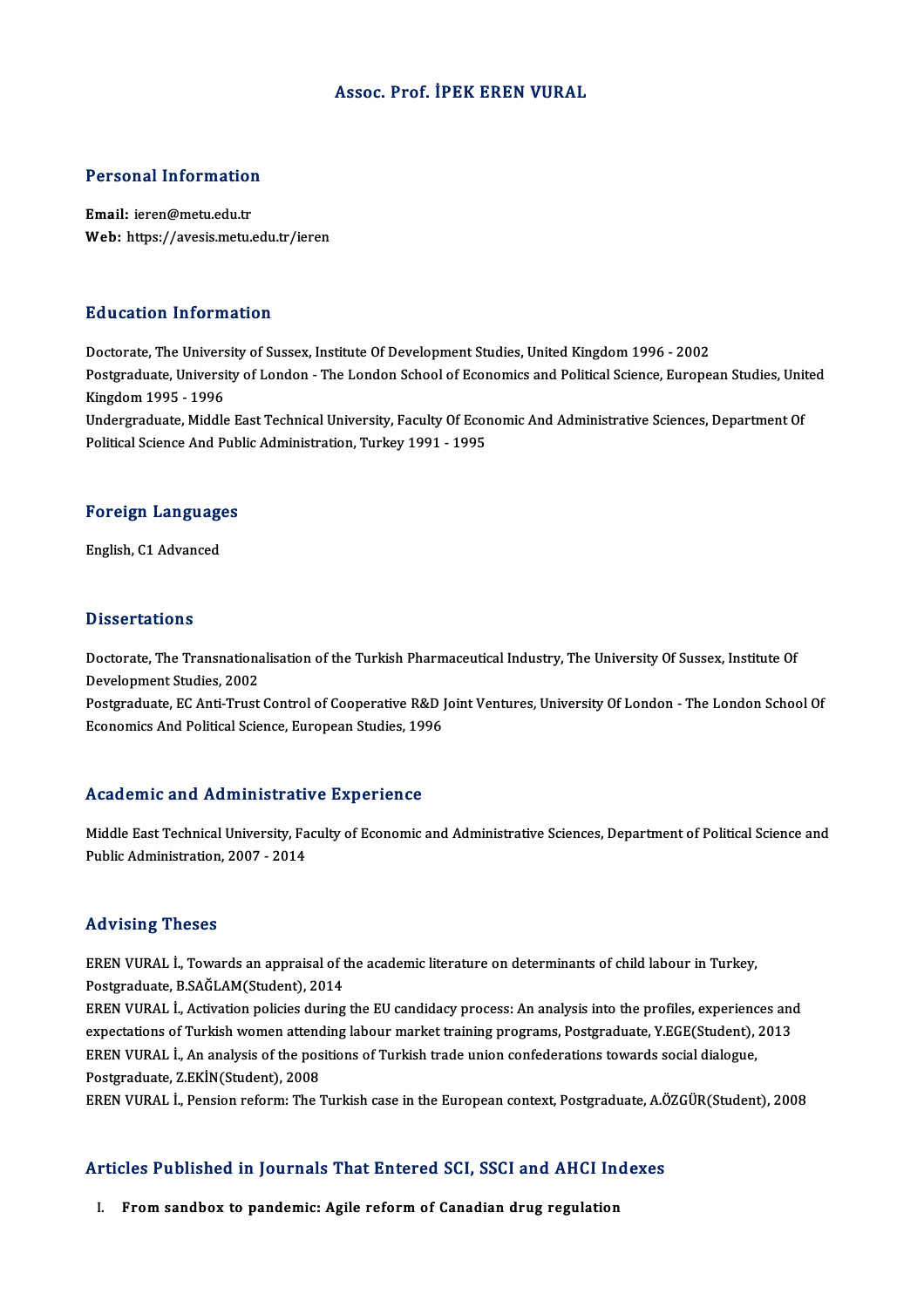# Assoc. Prof. İPEK EREN VURAL

## Personal Information

**Email:** ieren@metu.edu.tr
**Web:** https://avesis.metu.edu.tr/ieren

## Education Information

Doctorate, The University of Sussex, Institute Of Development Studies, United Kingdom 1996 - 2002
Postgraduate, University of London - The London School of Economics and Political Science, European Studies, United Kingdom 1995 - 1996
Undergraduate, Middle East Technical University, Faculty Of Economic And Administrative Sciences, Department Of Political Science And Public Administration, Turkey 1991 - 1995

## Foreign Languages

English, C1 Advanced

## Dissertations

Doctorate, The Transnationalisation of the Turkish Pharmaceutical Industry, The University Of Sussex, Institute Of Development Studies, 2002
Postgraduate, EC Anti-Trust Control of Cooperative R&D Joint Ventures, University Of London - The London School Of Economics And Political Science, European Studies, 1996

## Academic and Administrative Experience

Middle East Technical University, Faculty of Economic and Administrative Sciences, Department of Political Science and Public Administration, 2007 - 2014

## Advising Theses

EREN VURAL İ., Towards an appraisal of the academic literature on determinants of child labour in Turkey, Postgraduate, B.SAĞLAM(Student), 2014
EREN VURAL İ., Activation policies during the EU candidacy process: An analysis into the profiles, experiences and expectations of Turkish women attending labour market training programs, Postgraduate, Y.EGE(Student), 2013
EREN VURAL İ., An analysis of the positions of Turkish trade union confederations towards social dialogue, Postgraduate, Z.EKİN(Student), 2008
EREN VURAL İ., Pension reform: The Turkish case in the European context, Postgraduate, A.ÖZGÜR(Student), 2008

## Articles Published in Journals That Entered SCI, SSCI and AHCI Indexes

I. **From sandbox to pandemic: Agile reform of Canadian drug regulation**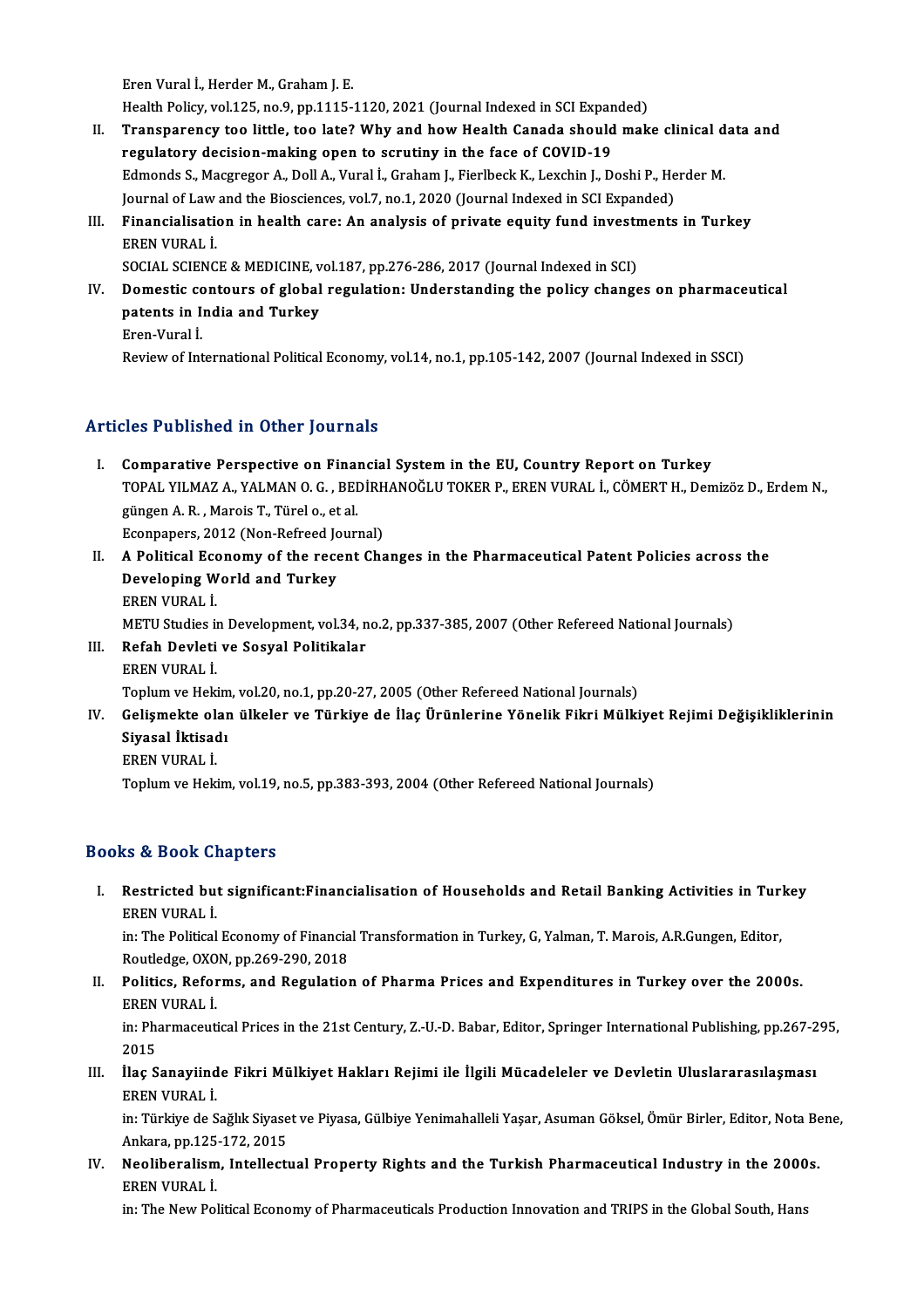Eren Vural İ., Herder M., Graham J. E.
Health Policy, vol.125, no.9, pp.1115-1120, 2021 (Journal Indexed in SCI Expanded)

II. **Transparency too little, too late? Why and how Health Canada should make clinical data and regulatory decision-making open to scrutiny in the face of COVID-19**
Edmonds S., Macgregor A., Doll A., Vural İ., Graham J., Fierlbeck K., Lexchin J., Doshi P., Herder M.
Journal of Law and the Biosciences, vol.7, no.1, 2020 (Journal Indexed in SCI Expanded)

III. **Financialisation in health care: An analysis of private equity fund investments in Turkey**
EREN VURAL İ.
SOCIAL SCIENCE & MEDICINE, vol.187, pp.276-286, 2017 (Journal Indexed in SCI)

IV. **Domestic contours of global regulation: Understanding the policy changes on pharmaceutical patents in India and Turkey**
Eren-Vural İ.
Review of International Political Economy, vol.14, no.1, pp.105-142, 2007 (Journal Indexed in SSCI)

## Articles Published in Other Journals

I. **Comparative Perspective on Financial System in the EU, Country Report on Turkey**
TOPAL YILMAZ A., YALMAN O. G. , BEDİRHANOĞLU TOKER P., EREN VURAL İ., CÖMERT H., Demizöz D., Erdem N., güngen A. R. , Marois T., Türel o., et al.
Econpapers, 2012 (Non-Refreed Journal)

II. **A Political Economy of the recent Changes in the Pharmaceutical Patent Policies across the Developing World and Turkey**
EREN VURAL İ.
METU Studies in Development, vol.34, no.2, pp.337-385, 2007 (Other Refereed National Journals)

III. **Refah Devleti ve Sosyal Politikalar**
EREN VURAL İ.
Toplum ve Hekim, vol.20, no.1, pp.20-27, 2005 (Other Refereed National Journals)

IV. **Gelişmekte olan ülkeler ve Türkiye de İlaç Ürünlerine Yönelik Fikri Mülkiyet Rejimi Değişikliklerinin Siyasal İktisadı**
EREN VURAL İ.
Toplum ve Hekim, vol.19, no.5, pp.383-393, 2004 (Other Refereed National Journals)

## Books & Book Chapters

I. **Restricted but significant:Financialisation of Households and Retail Banking Activities in Turkey**
EREN VURAL İ.
in: The Political Economy of Financial Transformation in Turkey, G, Yalman, T. Marois, A.R.Gungen, Editor, Routledge, OXON, pp.269-290, 2018

II. **Politics, Reforms, and Regulation of Pharma Prices and Expenditures in Turkey over the 2000s.**
EREN VURAL İ.
in: Pharmaceutical Prices in the 21st Century, Z.-U.-D. Babar, Editor, Springer International Publishing, pp.267-295, 2015

III. **İlaç Sanayiinde Fikri Mülkiyet Hakları Rejimi ile İlgili Mücadeleler ve Devletin Uluslararasılaşması**
EREN VURAL İ.
in: Türkiye de Sağlık Siyaset ve Piyasa, Gülbiye Yenimahalleli Yaşar, Asuman Göksel, Ömür Birler, Editor, Nota Bene, Ankara, pp.125-172, 2015

IV. **Neoliberalism, Intellectual Property Rights and the Turkish Pharmaceutical Industry in the 2000s.**
EREN VURAL İ.
in: The New Political Economy of Pharmaceuticals Production Innovation and TRIPS in the Global South, Hans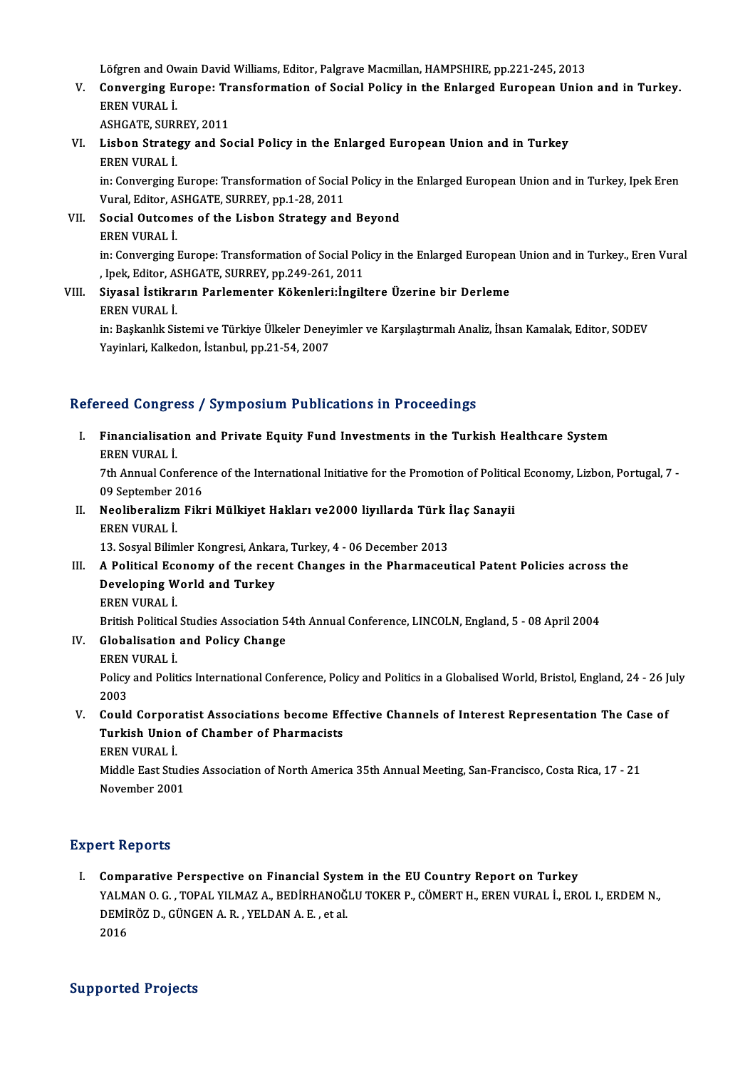Löfgren and Owain David Williams, Editor, Palgrave Macmillan, HAMPSHIRE, pp.221-245, 2013

V. **Converging Europe: Transformation of Social Policy in the Enlarged European Union and in Turkey.**
EREN VURAL İ.
ASHGATE, SURREY, 2011

VI. **Lisbon Strategy and Social Policy in the Enlarged European Union and in Turkey**
EREN VURAL İ.
in: Converging Europe: Transformation of Social Policy in the Enlarged European Union and in Turkey, Ipek Eren Vural, Editor, ASHGATE, SURREY, pp.1-28, 2011

VII. **Social Outcomes of the Lisbon Strategy and Beyond**
EREN VURAL İ.
in: Converging Europe: Transformation of Social Policy in the Enlarged European Union and in Turkey., Eren Vural , Ipek, Editor, ASHGATE, SURREY, pp.249-261, 2011

VIII. **Siyasal İstikrarın Parlementer Kökenleri:İngiltere Üzerine bir Derleme**
EREN VURAL İ.
in: Başkanlık Sistemi ve Türkiye Ülkeler Deneyimler ve Karşılaştırmalı Analiz, İhsan Kamalak, Editor, SODEV Yayinlari, Kalkedon, İstanbul, pp.21-54, 2007

## Refereed Congress / Symposium Publications in Proceedings

I. **Financialisation and Private Equity Fund Investments in the Turkish Healthcare System**
EREN VURAL İ.
7th Annual Conference of the International Initiative for the Promotion of Political Economy, Lizbon, Portugal, 7 - 09 September 2016

II. **Neoliberalizm Fikri Mülkiyet Hakları ve2000 liyıllarda Türk İlaç Sanayii**
EREN VURAL İ.
13. Sosyal Bilimler Kongresi, Ankara, Turkey, 4 - 06 December 2013

III. **A Political Economy of the recent Changes in the Pharmaceutical Patent Policies across the Developing World and Turkey**
EREN VURAL İ.
British Political Studies Association 54th Annual Conference, LINCOLN, England, 5 - 08 April 2004

IV. **Globalisation and Policy Change**
EREN VURAL İ.
Policy and Politics International Conference, Policy and Politics in a Globalised World, Bristol, England, 24 - 26 July 2003

V. **Could Corporatist Associations become Effective Channels of Interest Representation The Case of Turkish Union of Chamber of Pharmacists**
EREN VURAL İ.
Middle East Studies Association of North America 35th Annual Meeting, San-Francisco, Costa Rica, 17 - 21 November 2001

## Expert Reports

I. **Comparative Perspective on Financial System in the EU Country Report on Turkey**
YALMAN O. G. , TOPAL YILMAZ A., BEDİRHANOĞLU TOKER P., CÖMERT H., EREN VURAL İ., EROL I., ERDEM N., DEMİRÖZ D., GÜNGEN A. R. , YELDAN A. E. , et al.
2016

## Supported Projects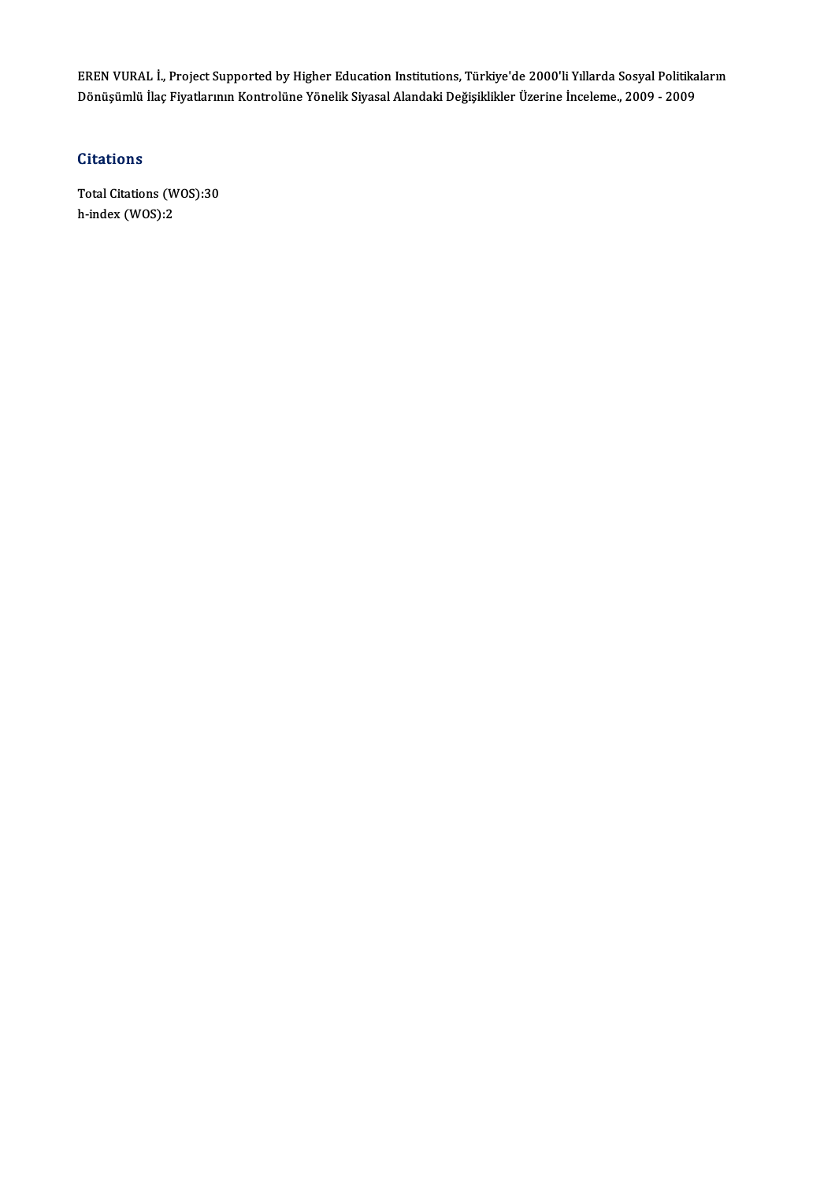EREN VURAL İ., Project Supported by Higher Education Institutions, Türkiye'de 2000'li Yıllarda Sosyal Politikaların Dönüşümlü İlaç Fiyatlarının Kontrolüne Yönelik Siyasal Alandaki Değişiklikler Üzerine İnceleme., 2009 - 2009

## Citations

Total Citations (WOS):30
h-index (WOS):2